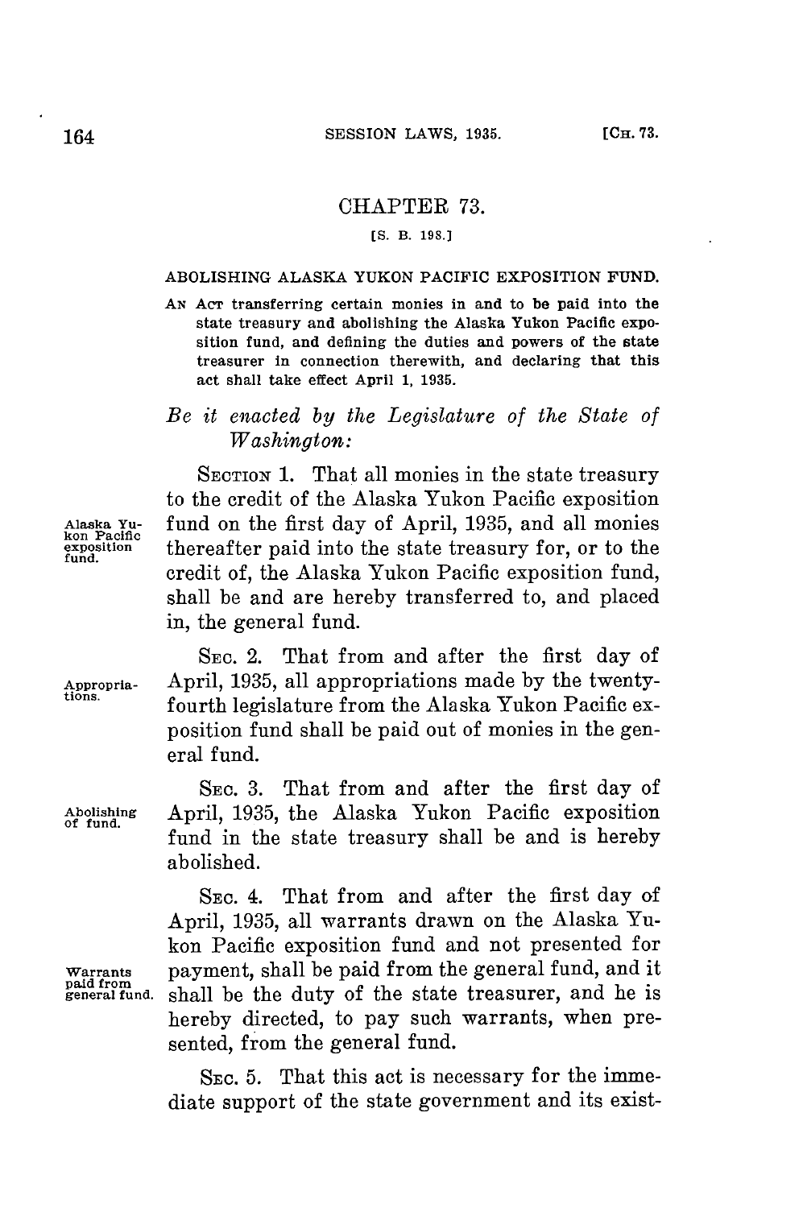# CHAPTER 73.

[S. B. 198.]

## ABOLISHING ALASKA YUKON PACIFIC EXPOSITION FUND.

AN ACT transferring certain monies in and to be paid into the state treasury and abolishing the Alaska Yukon Pacific exposition fund, and defining the duties and powers of the state treasurer in connection therewith, and declaring that this act shall take effect April 1, 1935.

*Be it enacted by the Legislature of the State of Washington:*

SECTION 1. That all monies in the state treasury to the credit of the Alaska Yukon Pacific exposition fund on the first day of April, 1935, and all monies thereafter paid into the state treasury for, or to the credit of, the Alaska Yukon Pacific exposition fund, shall be and are hereby transferred to, and placed in, the general fund.

Alaska Yukon Pacific exposition fund.

SEC. 2. That from and after the first day of April, 1935, all appropriations made by the twenty-fourth legislature from the Alaska Yukon Pacific exposition fund shall be paid out of monies in the general fund.

Appropriations.

SEC. 3. That from and after the first day of April, 1935, the Alaska Yukon Pacific exposition fund in the state treasury shall be and is hereby abolished.

Abolishing of fund.

SEC. 4. That from and after the first day of April, 1935, all warrants drawn on the Alaska Yukon Pacific exposition fund and not presented for payment, shall be paid from the general fund, and it shall be the duty of the state treasurer, and he is hereby directed, to pay such warrants, when presented, from the general fund.

Warrants paid from general fund.

SEC. 5. That this act is necessary for the immediate support of the state government and its exist-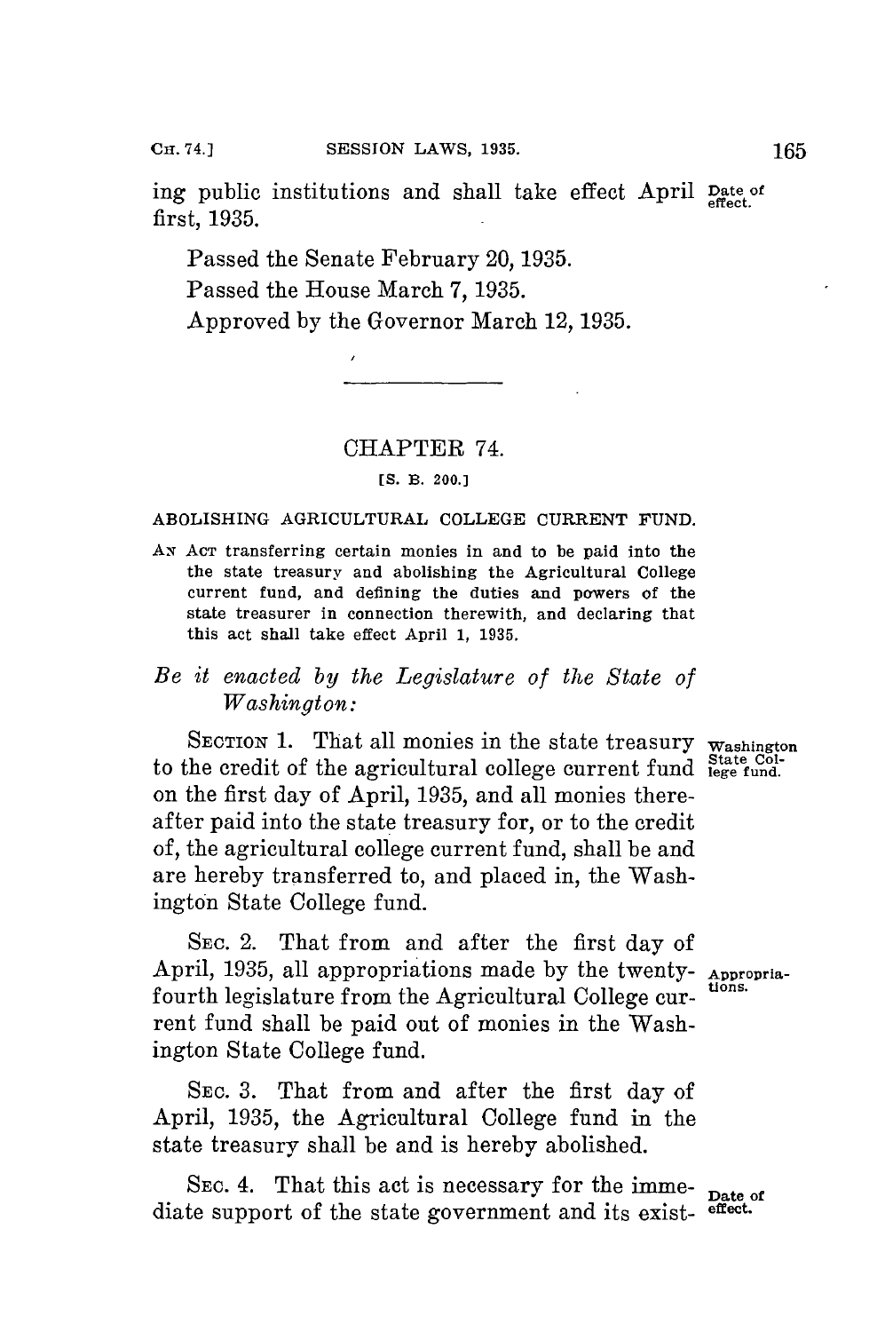ing public institutions and shall take effect April first, 1935.

Passed the Senate February 20, 1935.

Passed the House March 7, 1935.

Approved by the Governor March 12, 1935.

---

## CHAPTER 74.

[S. B. 200.]

### ABOLISHING AGRICULTURAL COLLEGE CURRENT FUND.

AN ACT transferring certain monies in and to be paid into the the state treasury and abolishing the Agricultural College current fund, and defining the duties and powers of the state treasurer in connection therewith, and declaring that this act shall take effect April 1, 1935.

*Be it enacted by the Legislature of the State of Washington:*

SECTION 1. That all monies in the state treasury to the credit of the agricultural college current fund on the first day of April, 1935, and all monies thereafter paid into the state treasury for, or to the credit of, the agricultural college current fund, shall be and are hereby transferred to, and placed in, the Washington State College fund.

SEC. 2. That from and after the first day of April, 1935, all appropriations made by the twenty-fourth legislature from the Agricultural College current fund shall be paid out of monies in the Washington State College fund.

SEC. 3. That from and after the first day of April, 1935, the Agricultural College fund in the state treasury shall be and is hereby abolished.

SEC. 4. That this act is necessary for the immediate support of the state government and its exist-